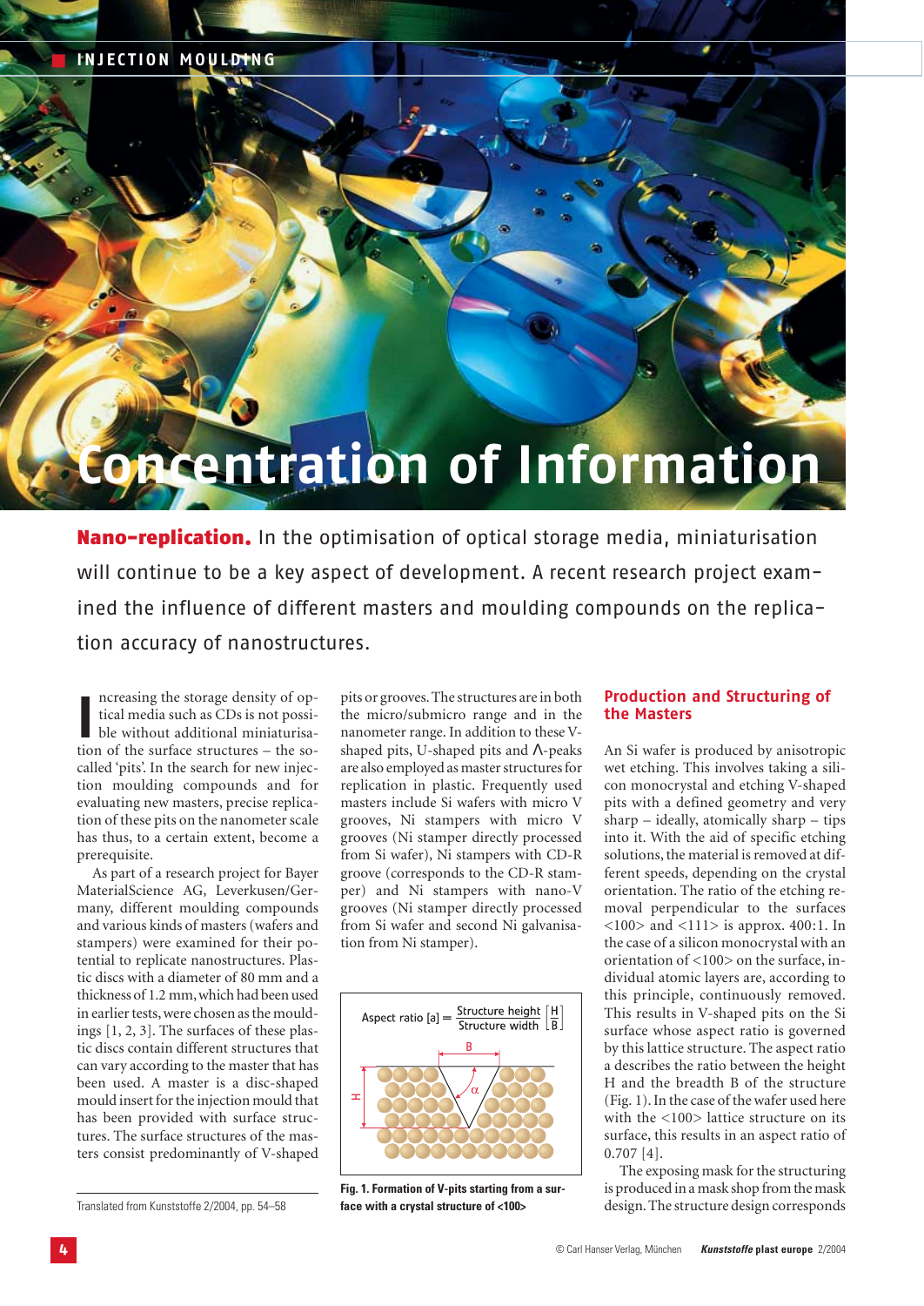# Concentration of Information

**Nano-replication.** In the optimisation of optical storage media, miniaturisation will continue to be a key aspect of development. A recent research project examined the influence of different masters and moulding compounds on the replication accuracy of nanostructures.

Increasing the storage density of optical media such as CDs is not possible without additional miniaturisation of the surface structures – the so-called 'pits'. In the search for new injection moulding compounds and for evaluating new masters, precise replication of these pits on the nanometer scale has thus, to a certain extent, become a prerequisite.

As part of a research project for Bayer MaterialScience AG, Leverkusen/Germany, different moulding compounds and various kinds of masters (wafers and stampers) were examined for their potential to replicate nanostructures. Plastic discs with a diameter of 80 mm and a thickness of 1.2 mm, which had been used in earlier tests, were chosen as the mouldings [1, 2, 3]. The surfaces of these plastic discs contain different structures that can vary according to the master that has been used. A master is a disc-shaped mould insert for the injection mould that has been provided with surface structures. The surface structures of the masters consist predominantly of V-shaped pits or grooves. The structures are in both the micro/submicro range and in the nanometer range. In addition to these V-shaped pits, U-shaped pits and Λ-peaks are also employed as master structures for replication in plastic. Frequently used masters include Si wafers with micro V grooves, Ni stampers with micro V grooves (Ni stamper directly processed from Si wafer), Ni stampers with CD-R groove (corresponds to the CD-R stamper) and Ni stampers with nano-V grooves (Ni stamper directly processed from Si wafer and second Ni galvanisation from Ni stamper).

$$\text{Aspect ratio [a]} = \frac{\text{Structure height}}{\text{Structure width}} \left[\frac{H}{B}\right]$$

Fig. 1. Formation of V-pits starting from a surface with a crystal structure of <100>

## Production and Structuring of the Masters

An Si wafer is produced by anisotropic wet etching. This involves taking a silicon monocrystal and etching V-shaped pits with a defined geometry and very sharp – ideally, atomically sharp – tips into it. With the aid of specific etching solutions, the material is removed at different speeds, depending on the crystal orientation. The ratio of the etching removal perpendicular to the surfaces <100> and <111> is approx. 400:1. In the case of a silicon monocrystal with an orientation of <100> on the surface, individual atomic layers are, according to this principle, continuously removed. This results in V-shaped pits on the Si surface whose aspect ratio is governed by this lattice structure. The aspect ratio a describes the ratio between the height H and the breadth B of the structure (Fig. 1). In the case of the wafer used here with the <100> lattice structure on its surface, this results in an aspect ratio of 0.707 [4].

The exposing mask for the structuring is produced in a mask shop from the mask design. The structure design corresponds

Translated from Kunststoffe 2/2004, pp. 54–58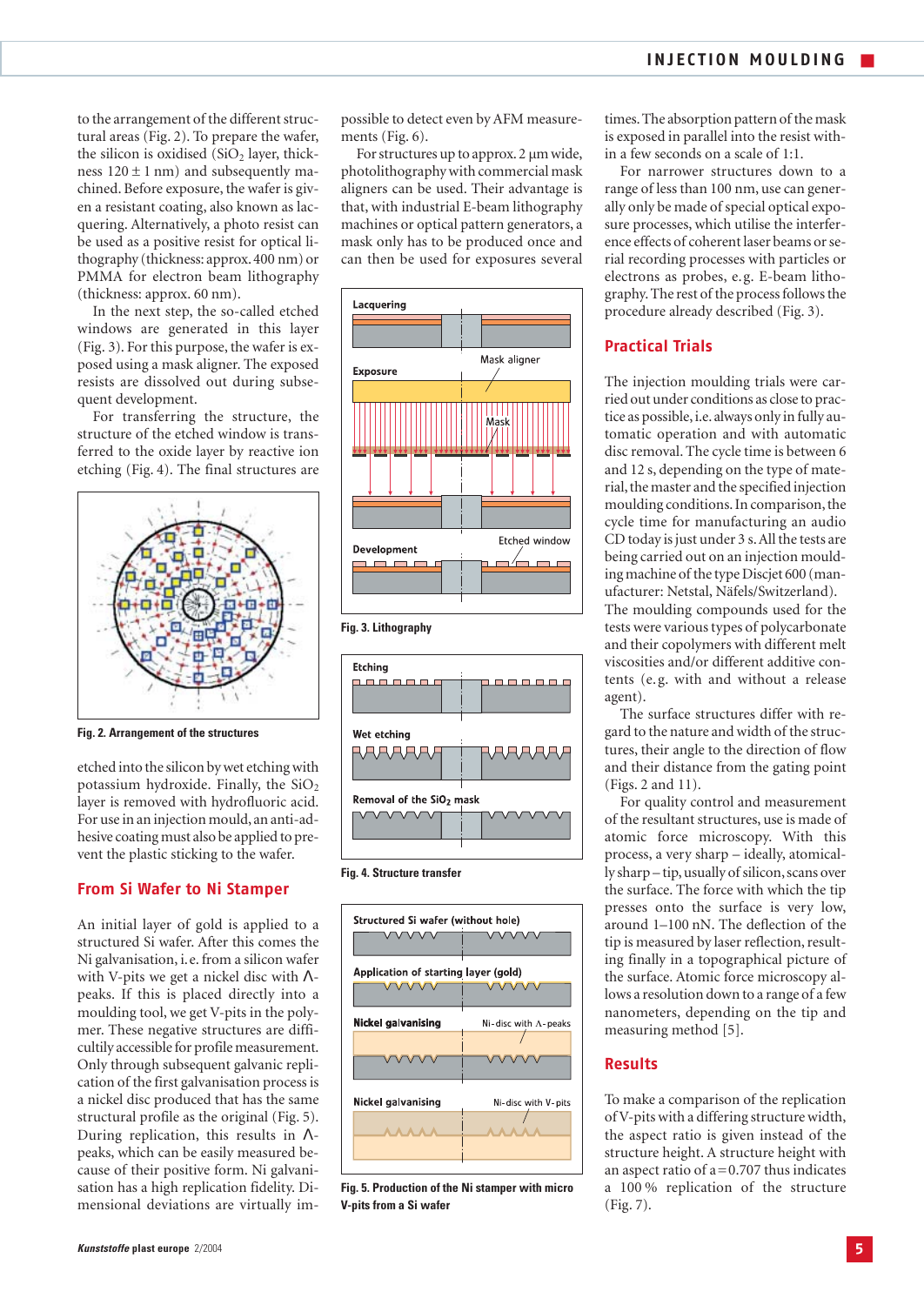to the arrangement of the different structural areas (Fig. 2). To prepare the wafer, the silicon is oxidised ($SiO_2$ layer, thickness 120 ± 1 nm) and subsequently machined. Before exposure, the wafer is given a resistant coating, also known as lacquering. Alternatively, a photo resist can be used as a positive resist for optical lithography (thickness: approx. 400 nm) or PMMA for electron beam lithography (thickness: approx. 60 nm).

In the next step, the so-called etched windows are generated in this layer (Fig. 3). For this purpose, the wafer is exposed using a mask aligner. The exposed resists are dissolved out during subsequent development.

For transferring the structure, the structure of the etched window is transferred to the oxide layer by reactive ion etching (Fig. 4). The final structures are

Fig. 2. Arrangement of the structures

etched into the silicon by wet etching with potassium hydroxide. Finally, the $SiO_2$ layer is removed with hydrofluoric acid. For use in an injection mould, an anti-adhesive coating must also be applied to prevent the plastic sticking to the wafer.

## From Si Wafer to Ni Stamper

An initial layer of gold is applied to a structured Si wafer. After this comes the Ni galvanisation, i. e. from a silicon wafer with V-pits we get a nickel disc with Λ-peaks. If this is placed directly into a moulding tool, we get V-pits in the polymer. These negative structures are difficultly accessible for profile measurement. Only through subsequent galvanic replication of the first galvanisation process is a nickel disc produced that has the same structural profile as the original (Fig. 5). During replication, this results in Λ-peaks, which can be easily measured because of their positive form. Ni galvanisation has a high replication fidelity. Dimensional deviations are virtually impossible to detect even by AFM measurements (Fig. 6).

For structures up to approx. 2 µm wide, photolithography with commercial mask aligners can be used. Their advantage is that, with industrial E-beam lithography machines or optical pattern generators, a mask only has to be produced once and can then be used for exposures several times. The absorption pattern of the mask is exposed in parallel into the resist within a few seconds on a scale of 1:1.

Fig. 3. Lithography

Fig. 4. Structure transfer

Fig. 5. Production of the Ni stamper with micro V-pits from a Si wafer

For narrower structures down to a range of less than 100 nm, use can generally only be made of special optical exposure processes, which utilise the interference effects of coherent laser beams or serial recording processes with particles or electrons as probes, e. g. E-beam lithography. The rest of the process follows the procedure already described (Fig. 3).

## Practical Trials

The injection moulding trials were carried out under conditions as close to practice as possible, i. e. always only in fully automatic operation and with automatic disc removal. The cycle time is between 6 and 12 s, depending on the type of material, the master and the specified injection moulding conditions. In comparison, the cycle time for manufacturing an audio CD today is just under 3 s. All the tests are being carried out on an injection moulding machine of the type Discjet 600 (manufacturer: Netstal, Näfels/Switzerland). The moulding compounds used for the tests were various types of polycarbonate and their copolymers with different melt viscosities and/or different additive contents (e. g. with and without a release agent).

The surface structures differ with regard to the nature and width of the structures, their angle to the direction of flow and their distance from the gating point (Figs. 2 and 11).

For quality control and measurement of the resultant structures, use is made of atomic force microscopy. With this process, a very sharp – ideally, atomically sharp – tip, usually of silicon, scans over the surface. The force with which the tip presses onto the surface is very low, around 1–100 nN. The deflection of the tip is measured by laser reflection, resulting finally in a topographical picture of the surface. Atomic force microscopy allows a resolution down to a range of a few nanometers, depending on the tip and measuring method [5].

## Results

To make a comparison of the replication of V-pits with a differing structure width, the aspect ratio is given instead of the structure height. A structure height with an aspect ratio of $a = 0.707$ thus indicates a 100 % replication of the structure (Fig. 7).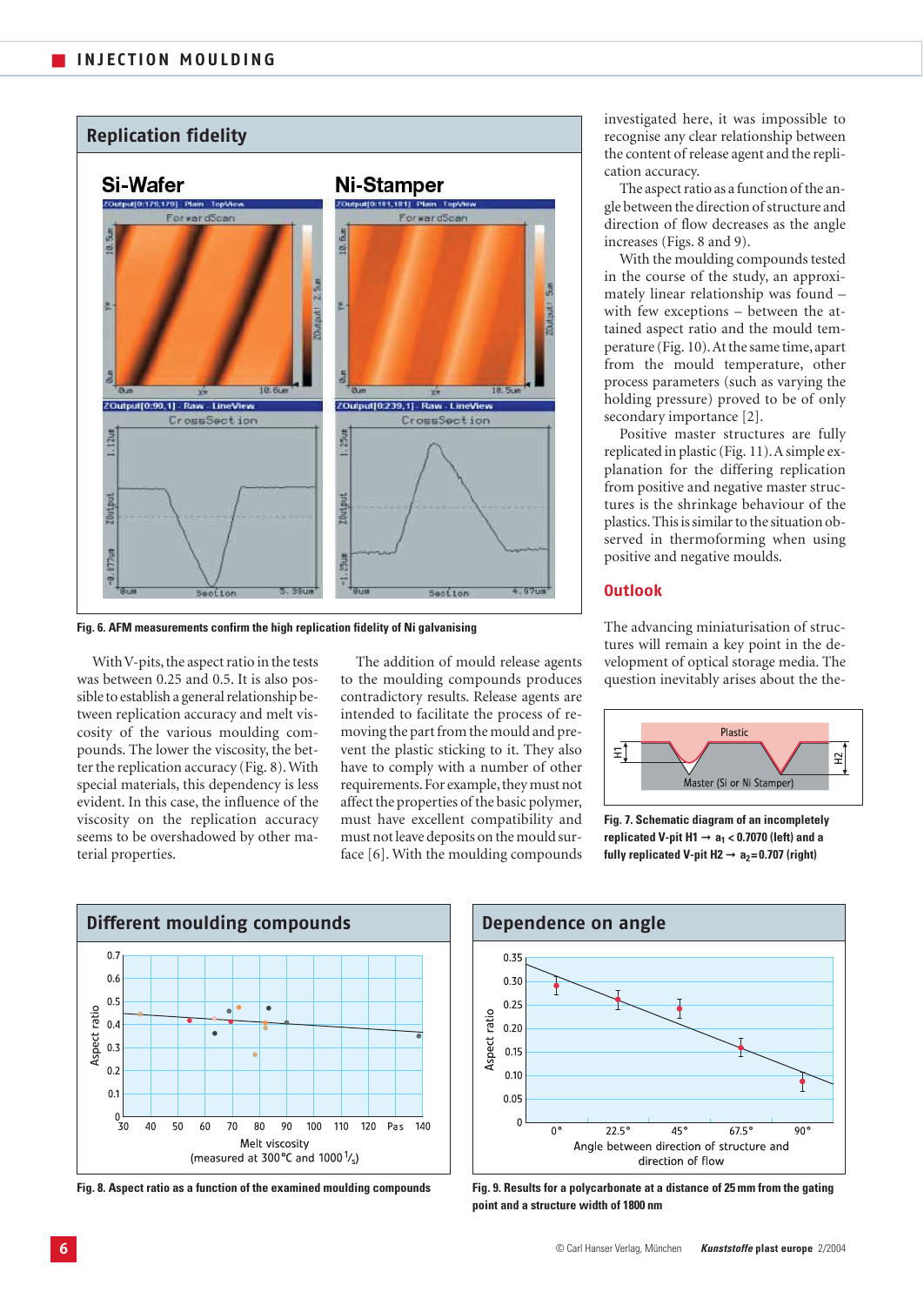Fig. 6. AFM measurements confirm the high replication fidelity of Ni galvanising

With V-pits, the aspect ratio in the tests was between 0.25 and 0.5. It is also possible to establish a general relationship between replication accuracy and melt viscosity of the various moulding compounds. The lower the viscosity, the better the replication accuracy (Fig. 8). With special materials, this dependency is less evident. In this case, the influence of the viscosity on the replication accuracy seems to be overshadowed by other material properties.

The addition of mould release agents to the moulding compounds produces contradictory results. Release agents are intended to facilitate the process of removing the part from the mould and prevent the plastic sticking to it. They also have to comply with a number of other requirements. For example, they must not affect the properties of the basic polymer, must have excellent compatibility and must not leave deposits on the mould surface [6]. With the moulding compounds investigated here, it was impossible to recognise any clear relationship between the content of release agent and the replication accuracy.

The aspect ratio as a function of the angle between the direction of structure and direction of flow decreases as the angle increases (Figs. 8 and 9).

With the moulding compounds tested in the course of the study, an approximately linear relationship was found – with few exceptions – between the attained aspect ratio and the mould temperature (Fig. 10). At the same time, apart from the mould temperature, other process parameters (such as varying the holding pressure) proved to be of only secondary importance [2].

Positive master structures are fully replicated in plastic (Fig. 11). A simple explanation for the differing replication from positive and negative master structures is the shrinkage behaviour of the plastics. This is similar to the situation observed in thermoforming when using positive and negative moulds.

## Outlook

The advancing miniaturisation of structures will remain a key point in the development of optical storage media. The question inevitably arises about the the-

Fig. 7. Schematic diagram of an incompletely replicated V-pit H1 → $a_1 < 0.7070$ (left) and a fully replicated V-pit H2 → $a_2 = 0.707$ (right)

Fig. 8. Aspect ratio as a function of the examined moulding compounds

Fig. 9. Results for a polycarbonate at a distance of 25 mm from the gating point and a structure width of 1800 nm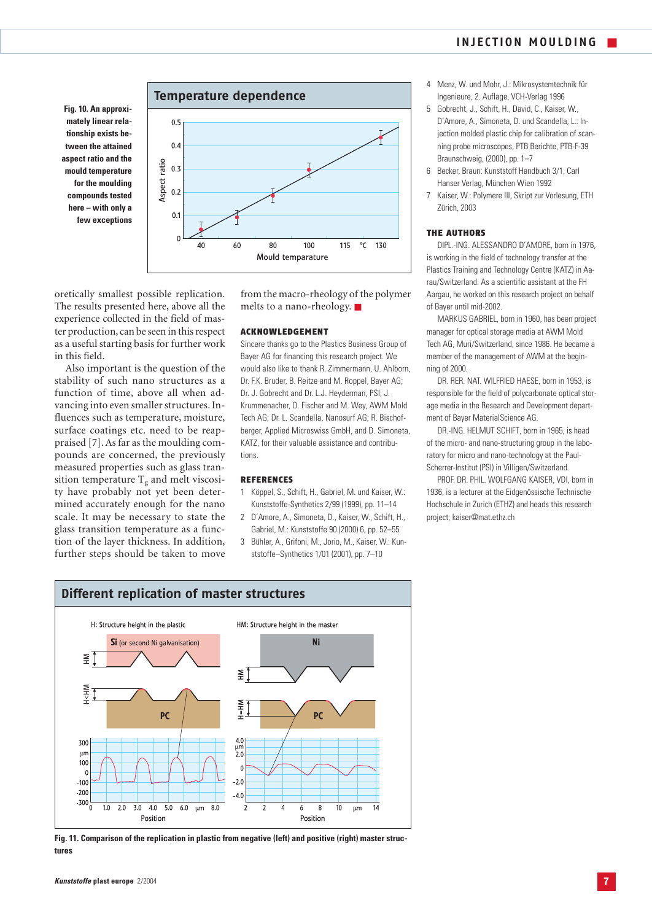Temperature dependence

0.5
0.4
0.3
0.2
0.1
0

Aspect ratio

40 60 80 100 115 °C 130

Mould temparature

**Fig. 10. An approximately linear relationship exists between the attained aspect ratio and the mould temperature for the moulding compounds tested here – with only a few exceptions**

oretically smallest possible replication. The results presented here, above all the experience collected in the field of master production, can be seen in this respect as a useful starting basis for further work in this field.

Also important is the question of the stability of such nano structures as a function of time, above all when advancing into even smaller structures. Influences such as temperature, moisture, surface coatings etc. need to be reappraised [7]. As far as the moulding compounds are concerned, the previously measured properties such as glass transition temperature $T_g$ and melt viscosity have probably not yet been determined accurately enough for the nano scale. It may be necessary to state the glass transition temperature as a function of the layer thickness. In addition, further steps should be taken to move from the macro-rheology of the polymer melts to a nano-rheology. ■

### ACKNOWLEDGEMENT

Sincere thanks go to the Plastics Business Group of Bayer AG for financing this research project. We would also like to thank R. Zimmermann, U. Ahlborn, Dr. F.K. Bruder, B. Reitze and M. Roppel, Bayer AG; Dr. J. Gobrecht and Dr. L.J. Heyderman, PSI; J. Krummenacher, O. Fischer and M. Wey, AWM Mold Tech AG; Dr. L. Scandella, Nanosurf AG; R. Bischofberger, Applied Microswiss GmbH, and D. Simoneta, KATZ, for their valuable assistance and contributions.

### REFERENCES

1. Köppel, S., Schift, H., Gabriel, M. und Kaiser, W.: Kunststoffe-Synthetics 2/99 (1999), pp. 11–14
2. D'Amore, A., Simoneta, D., Kaiser, W., Schift, H., Gabriel, M.: Kunststoffe 90 (2000) 6, pp. 52–55
3. Bühler, A., Grifoni, M., Jorio, M., Kaiser, W.: Kunststoffe–Synthetics 1/01 (2001), pp. 7–10
4. Menz, W. und Mohr, J.: Mikrosystemtechnik für Ingenieure, 2. Auflage, VCH-Verlag 1996
5. Gobrecht, J., Schift, H., David, C., Kaiser, W., D'Amore, A., Simoneta, D. und Scandella, L.: Injection molded plastic chip for calibration of scanning probe microscopes, PTB Berichte, PTB-F-39 Braunschweig, (2000), pp. 1–7
6. Becker, Braun: Kunststoff Handbuch 3/1, Carl Hanser Verlag, München Wien 1992
7. Kaiser, W.: Polymere III, Skript zur Vorlesung, ETH Zürich, 2003

### THE AUTHORS

DIPL.-ING. ALESSANDRO D'AMORE, born in 1976, is working in the field of technology transfer at the Plastics Training and Technology Centre (KATZ) in Aarau/Switzerland. As a scientific assistant at the FH Aargau, he worked on this research project on behalf of Bayer until mid-2002.

MARKUS GABRIEL, born in 1960, has been project manager for optical storage media at AWM Mold Tech AG, Muri/Switzerland, since 1986. He became a member of the management of AWM at the beginning of 2000.

DR. RER. NAT. WILFRIED HAESE, born in 1953, is responsible for the field of polycarbonate optical storage media in the Research and Development department of Bayer MaterialScience AG.

DR.-ING. HELMUT SCHIFT, born in 1965, is head of the micro- and nano-structuring group in the laboratory for micro and nano-technology at the Paul-Scherrer-Institut (PSI) in Villigen/Switzerland.

PROF. DR. PHIL. WOLFGANG KAISER, VDI, born in 1936, is a lecturer at the Eidgenössische Technische Hochschule in Zurich (ETHZ) and heads this research project; kaiser@mat.ethz.ch

Different replication of master structures

H: Structure height in the plastic

Si (or second Ni galvanisation)

HM

H<HM

PC

300
µm
100
0
-100
-200
-300

0 1.0 2.0 3.0 4.0 5.0 6.0 µm 8.0

Position

HM: Structure height in the master

Ni

HM

H=HM

PC

4.0
µm
2.0
0
-2.0
-4.0

2 2 4 6 8 10 µm 14

Position

**Fig. 11. Comparison of the replication in plastic from negative (left) and positive (right) master structures**